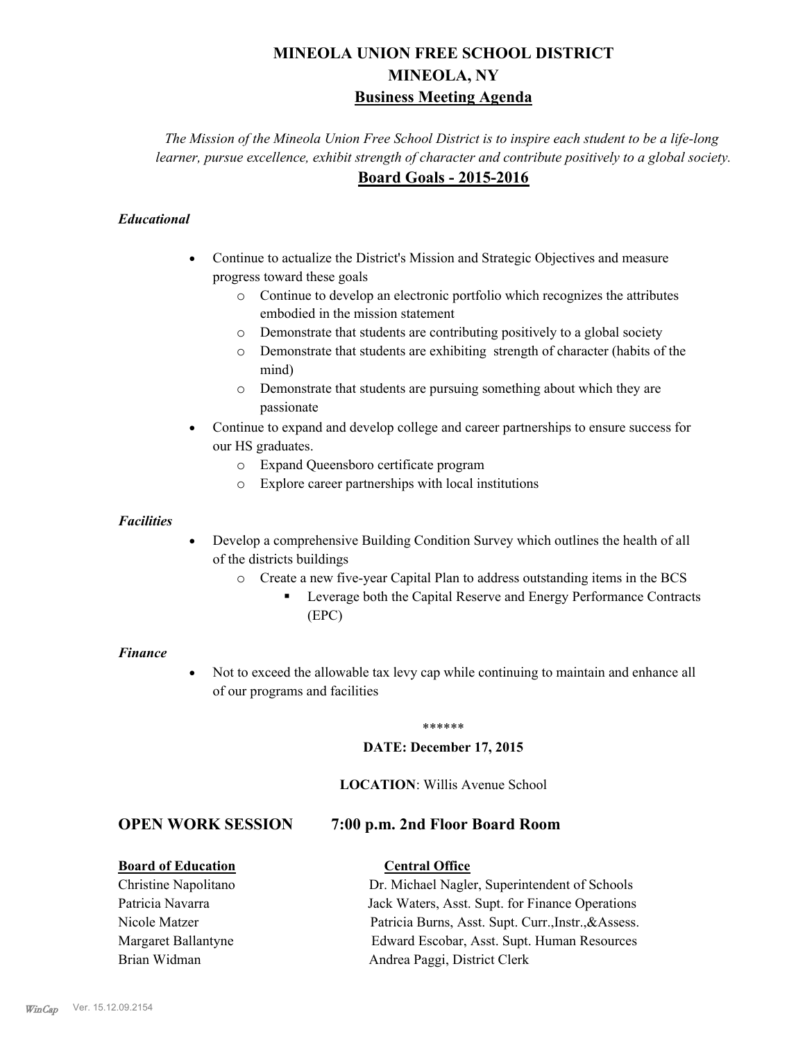# MINEOLA UNION FREE SCHOOL DISTRICT
# MINEOLA, NY
## Business Meeting Agenda

*The Mission of the Mineola Union Free School District is to inspire each student to be a life-long learner, pursue excellence, exhibit strength of character and contribute positively to a global society.*

## Board Goals - 2015-2016

### *Educational*

- Continue to actualize the District's Mission and Strategic Objectives and measure progress toward these goals
  - Continue to develop an electronic portfolio which recognizes the attributes embodied in the mission statement
  - Demonstrate that students are contributing positively to a global society
  - Demonstrate that students are exhibiting strength of character (habits of the mind)
  - Demonstrate that students are pursuing something about which they are passionate
- Continue to expand and develop college and career partnerships to ensure success for our HS graduates.
  - Expand Queensboro certificate program
  - Explore career partnerships with local institutions

### *Facilities*

- Develop a comprehensive Building Condition Survey which outlines the health of all of the districts buildings
  - Create a new five-year Capital Plan to address outstanding items in the BCS
    - Leverage both the Capital Reserve and Energy Performance Contracts (EPC)

### *Finance*

- Not to exceed the allowable tax levy cap while continuing to maintain and enhance all of our programs and facilities

******

**DATE: December 17, 2015**

**LOCATION**: Willis Avenue School

## OPEN WORK SESSION 7:00 p.m. 2nd Floor Board Room

| **Board of Education** | **Central Office** |
|---|---|
| Christine Napolitano | Dr. Michael Nagler, Superintendent of Schools |
| Patricia Navarra | Jack Waters, Asst. Supt. for Finance Operations |
| Nicole Matzer | Patricia Burns, Asst. Supt. Curr.,Instr.,&Assess. |
| Margaret Ballantyne | Edward Escobar, Asst. Supt. Human Resources |
| Brian Widman | Andrea Paggi, District Clerk |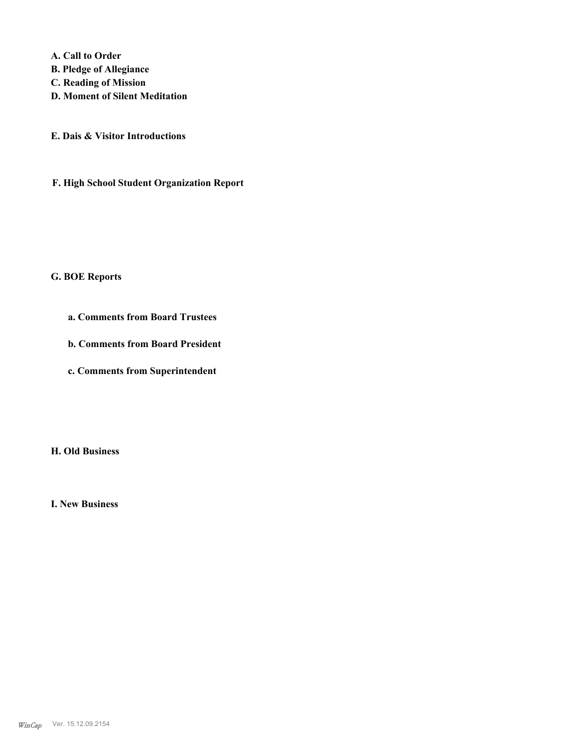**A. Call to Order**
**B. Pledge of Allegiance**
**C. Reading of Mission**
**D. Moment of Silent Meditation**

**E. Dais & Visitor Introductions**

**F. High School Student Organization Report**

**G. BOE Reports**

**a. Comments from Board Trustees**

**b. Comments from Board President**

**c. Comments from Superintendent**

**H. Old Business**

**I. New Business**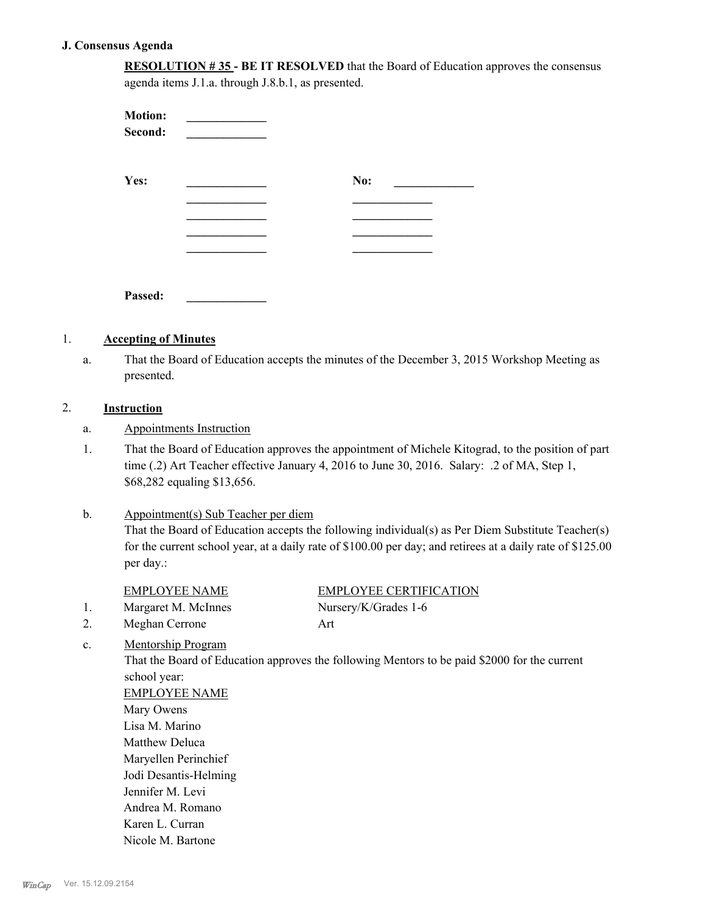## J. Consensus Agenda

**RESOLUTION # 35 - BE IT RESOLVED** that the Board of Education approves the consensus agenda items J.1.a. through J.8.b.1, as presented.

**Motion:** _____________
**Second:** _____________

| **Yes:** | _____________ | **No:** | _____________ |
|---|---|---|---|
| | _____________ | | _____________ |
| | _____________ | | _____________ |
| | _____________ | | _____________ |
| | _____________ | | _____________ |

**Passed:** _____________

1. **Accepting of Minutes**

   a. That the Board of Education accepts the minutes of the December 3, 2015 Workshop Meeting as presented.

2. **Instruction**

   a. Appointments Instruction

   1. That the Board of Education approves the appointment of Michele Kitograd, to the position of part time (.2) Art Teacher effective January 4, 2016 to June 30, 2016. Salary: .2 of MA, Step 1, $68,282 equaling $13,656.

   b. Appointment(s) Sub Teacher per diem
   That the Board of Education accepts the following individual(s) as Per Diem Substitute Teacher(s) for the current school year, at a daily rate of $100.00 per day; and retirees at a daily rate of $125.00 per day.:

| | EMPLOYEE NAME | EMPLOYEE CERTIFICATION |
|---|---|---|
| 1. | Margaret M. McInnes | Nursery/K/Grades 1-6 |
| 2. | Meghan Cerrone | Art |

   c. Mentorship Program
   That the Board of Education approves the following Mentors to be paid $2000 for the current school year:

   EMPLOYEE NAME
   Mary Owens
   Lisa M. Marino
   Matthew Deluca
   Maryellen Perinchief
   Jodi Desantis-Helming
   Jennifer M. Levi
   Andrea M. Romano
   Karen L. Curran
   Nicole M. Bartone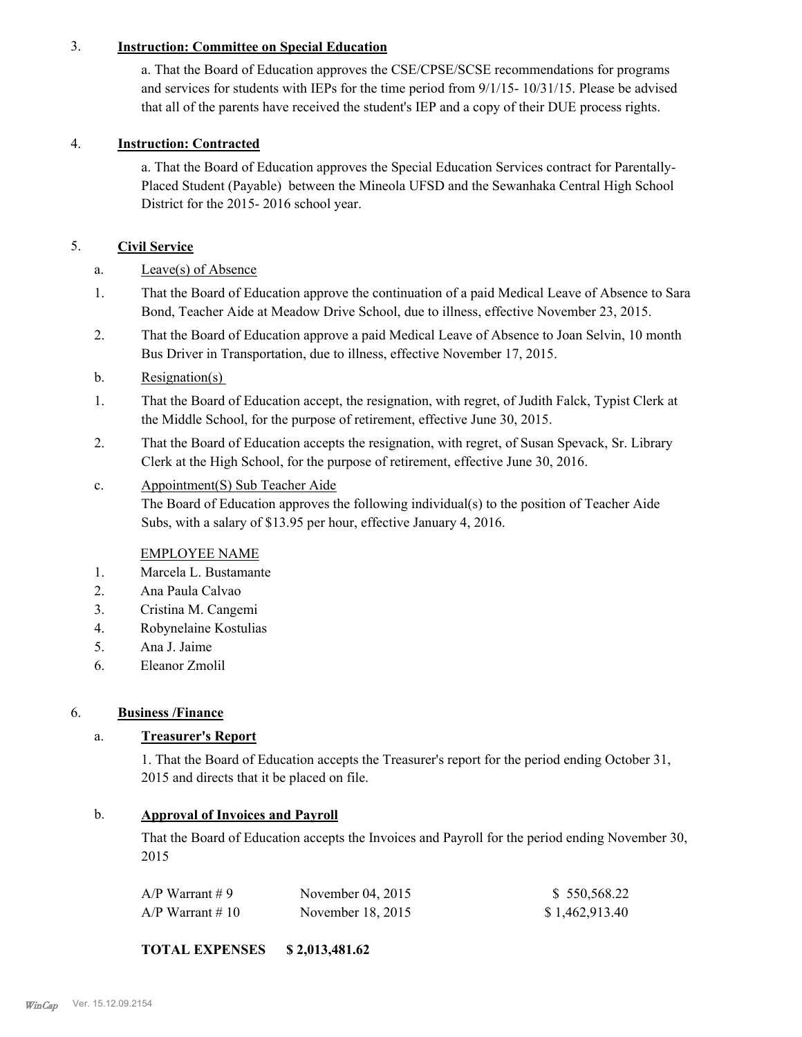3. **Instruction: Committee on Special Education**

   a. That the Board of Education approves the CSE/CPSE/SCSE recommendations for programs and services for students with IEPs for the time period from 9/1/15- 10/31/15. Please be advised that all of the parents have received the student's IEP and a copy of their DUE process rights.

4. **Instruction: Contracted**

   a. That the Board of Education approves the Special Education Services contract for Parentally-Placed Student (Payable) between the Mineola UFSD and the Sewanhaka Central High School District for the 2015- 2016 school year.

5. **Civil Service**

   a. Leave(s) of Absence

   1. That the Board of Education approve the continuation of a paid Medical Leave of Absence to Sara Bond, Teacher Aide at Meadow Drive School, due to illness, effective November 23, 2015.
   2. That the Board of Education approve a paid Medical Leave of Absence to Joan Selvin, 10 month Bus Driver in Transportation, due to illness, effective November 17, 2015.

   b. Resignation(s)

   1. That the Board of Education accept, the resignation, with regret, of Judith Falck, Typist Clerk at the Middle School, for the purpose of retirement, effective June 30, 2015.
   2. That the Board of Education accepts the resignation, with regret, of Susan Spevack, Sr. Library Clerk at the High School, for the purpose of retirement, effective June 30, 2016.

   c. Appointment(S) Sub Teacher Aide

   The Board of Education approves the following individual(s) to the position of Teacher Aide Subs, with a salary of $13.95 per hour, effective January 4, 2016.

   EMPLOYEE NAME

   1. Marcela L. Bustamante
   2. Ana Paula Calvao
   3. Cristina M. Cangemi
   4. Robynelaine Kostulias
   5. Ana J. Jaime
   6. Eleanor Zmolil

6. **Business /Finance**

   a. **Treasurer's Report**

   1. That the Board of Education accepts the Treasurer's report for the period ending October 31, 2015 and directs that it be placed on file.

   b. **Approval of Invoices and Payroll**

   That the Board of Education accepts the Invoices and Payroll for the period ending November 30, 2015

| | | |
|---|---|---|
| A/P Warrant # 9 | November 04, 2015 | $ 550,568.22 |
| A/P Warrant # 10 | November 18, 2015 | $ 1,462,913.40 |

**TOTAL EXPENSES $ 2,013,481.62**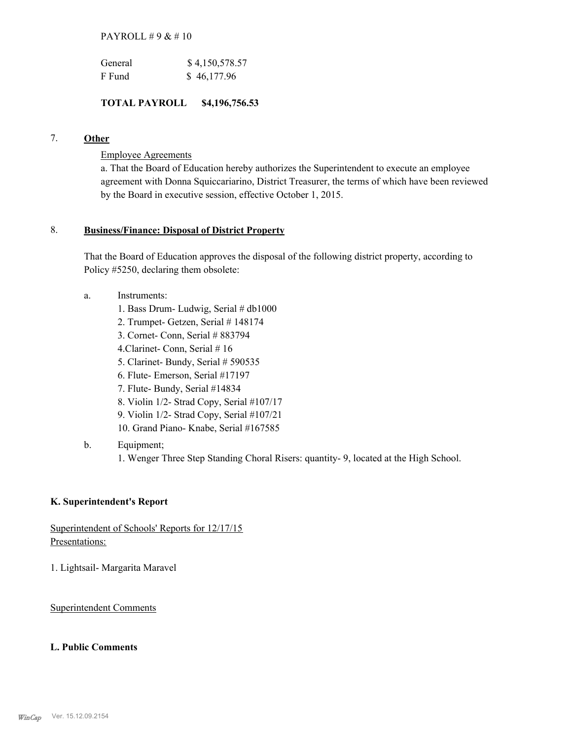PAYROLL # 9 & # 10

| General | $ 4,150,578.57 |
|---|---|
| F Fund | $ 46,177.96 |

**TOTAL PAYROLL $4,196,756.53**

7. **Other**

Employee Agreements

a. That the Board of Education hereby authorizes the Superintendent to execute an employee agreement with Donna Squiccariarino, District Treasurer, the terms of which have been reviewed by the Board in executive session, effective October 1, 2015.

8. **Business/Finance: Disposal of District Property**

That the Board of Education approves the disposal of the following district property, according to Policy #5250, declaring them obsolete:

a. Instruments:
   1. Bass Drum- Ludwig, Serial # db1000
   2. Trumpet- Getzen, Serial # 148174
   3. Cornet- Conn, Serial # 883794
   4. Clarinet- Conn, Serial # 16
   5. Clarinet- Bundy, Serial # 590535
   6. Flute- Emerson, Serial #17197
   7. Flute- Bundy, Serial #14834
   8. Violin 1/2- Strad Copy, Serial #107/17
   9. Violin 1/2- Strad Copy, Serial #107/21
   10. Grand Piano- Knabe, Serial #167585

b. Equipment;
   1. Wenger Three Step Standing Choral Risers: quantity- 9, located at the High School.

**K. Superintendent's Report**

Superintendent of Schools' Reports for 12/17/15
Presentations:

1. Lightsail- Margarita Maravel

Superintendent Comments

**L. Public Comments**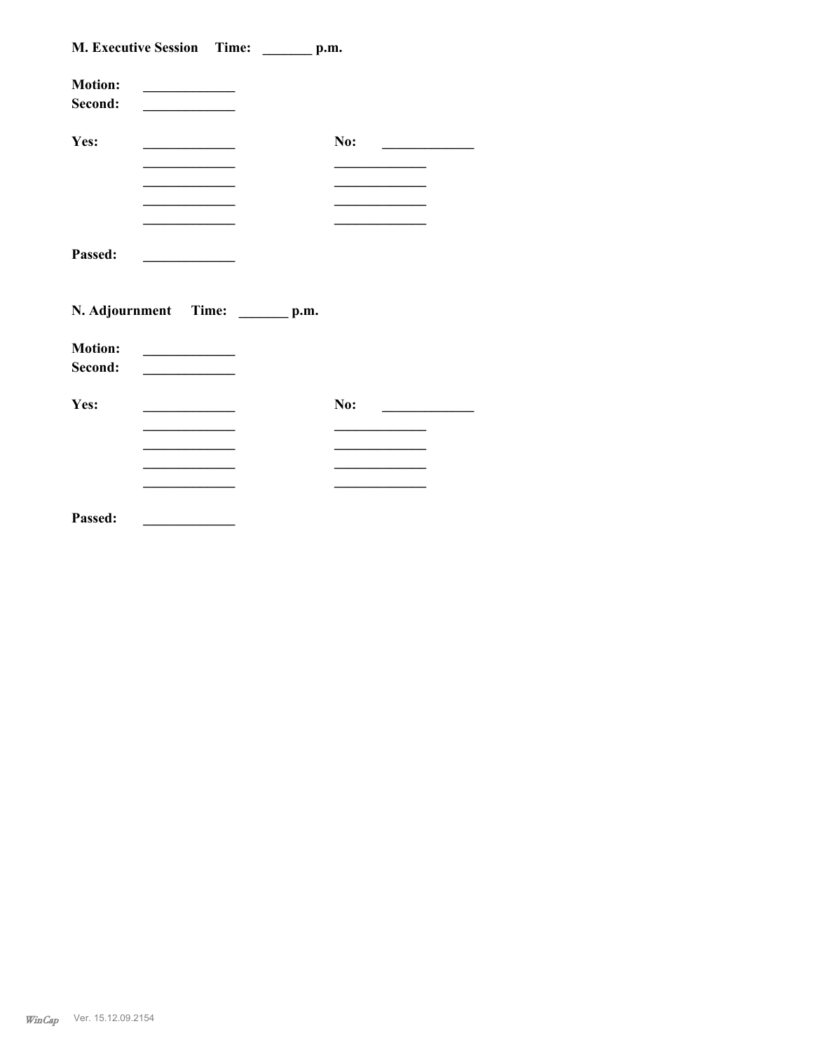**M. Executive Session Time: _______ p.m.**

**Motion:** _____________
**Second:** _____________

**Yes:** _____________ **No:** _____________
_____________ _____________
_____________ _____________
_____________ _____________
_____________ _____________

**Passed:** _____________

**N. Adjournment Time: _______ p.m.**

**Motion:** _____________
**Second:** _____________

**Yes:** _____________ **No:** _____________
_____________ _____________
_____________ _____________
_____________ _____________
_____________ _____________

**Passed:** _____________

*WinCap* Ver. 15.12.09.2154